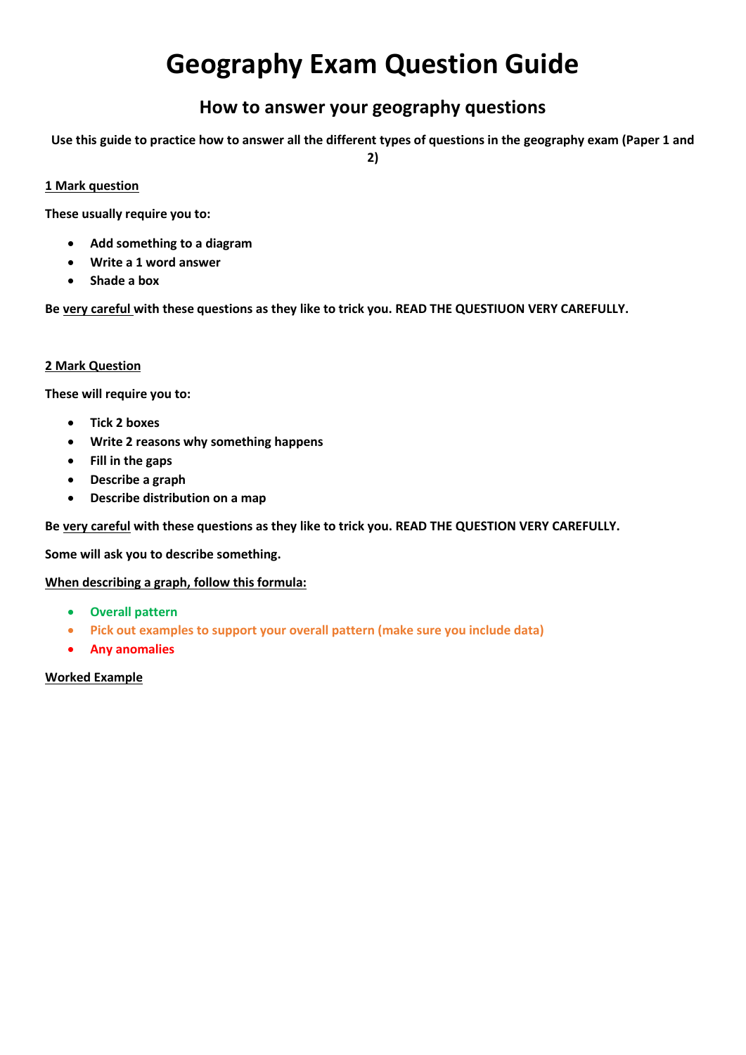# Geography Exam Question Guide

## How to answer your geography questions

**Use this guide to practice how to answer all the different types of questions in the geography exam (Paper 1 and 2)**

**1 Mark question**

**These usually require you to:**

- **Add something to a diagram**
- **Write a 1 word answer**
- **Shade a box**

**Be very careful with these questions as they like to trick you. READ THE QUESTIUON VERY CAREFULLY.**

**2 Mark Question**

**These will require you to:**

- **Tick 2 boxes**
- **Write 2 reasons why something happens**
- **Fill in the gaps**
- **Describe a graph**
- **Describe distribution on a map**

**Be very careful with these questions as they like to trick you. READ THE QUESTION VERY CAREFULLY.**

**Some will ask you to describe something.**

**When describing a graph, follow this formula:**

- **Overall pattern**
- **Pick out examples to support your overall pattern (make sure you include data)**
- **Any anomalies**

**Worked Example**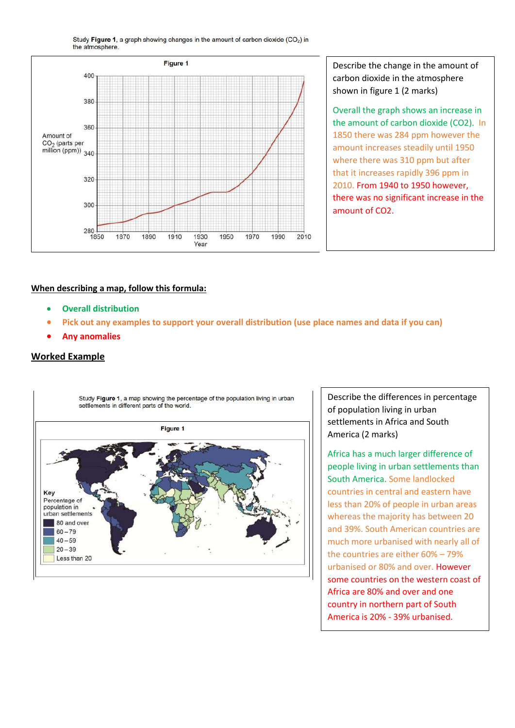Study **Figure 1**, a graph showing changes in the amount of carbon dioxide ($CO_2$) in the atmosphere.

Describe the change in the amount of carbon dioxide in the atmosphere shown in figure 1 (2 marks)

Overall the graph shows an increase in the amount of carbon dioxide (CO2). In 1850 there was 284 ppm however the amount increases steadily until 1950 where there was 310 ppm but after that it increases rapidly 396 ppm in 2010. From 1940 to 1950 however, there was no significant increase in the amount of CO2.

**When describing a map, follow this formula:**

- **Overall distribution**
- **Pick out any examples to support your overall distribution (use place names and data if you can)**
- **Any anomalies**

**Worked Example**

Study **Figure 1**, a map showing the percentage of the population living in urban settlements in different parts of the world.

Describe the differences in percentage of population living in urban settlements in Africa and South America (2 marks)

Africa has a much larger difference of people living in urban settlements than South America. Some landlocked countries in central and eastern have less than 20% of people in urban areas whereas the majority has between 20 and 39%. South American countries are much more urbanised with nearly all of the countries are either 60% – 79% urbanised or 80% and over. However some countries on the western coast of Africa are 80% and over and one country in northern part of South America is 20% - 39% urbanised.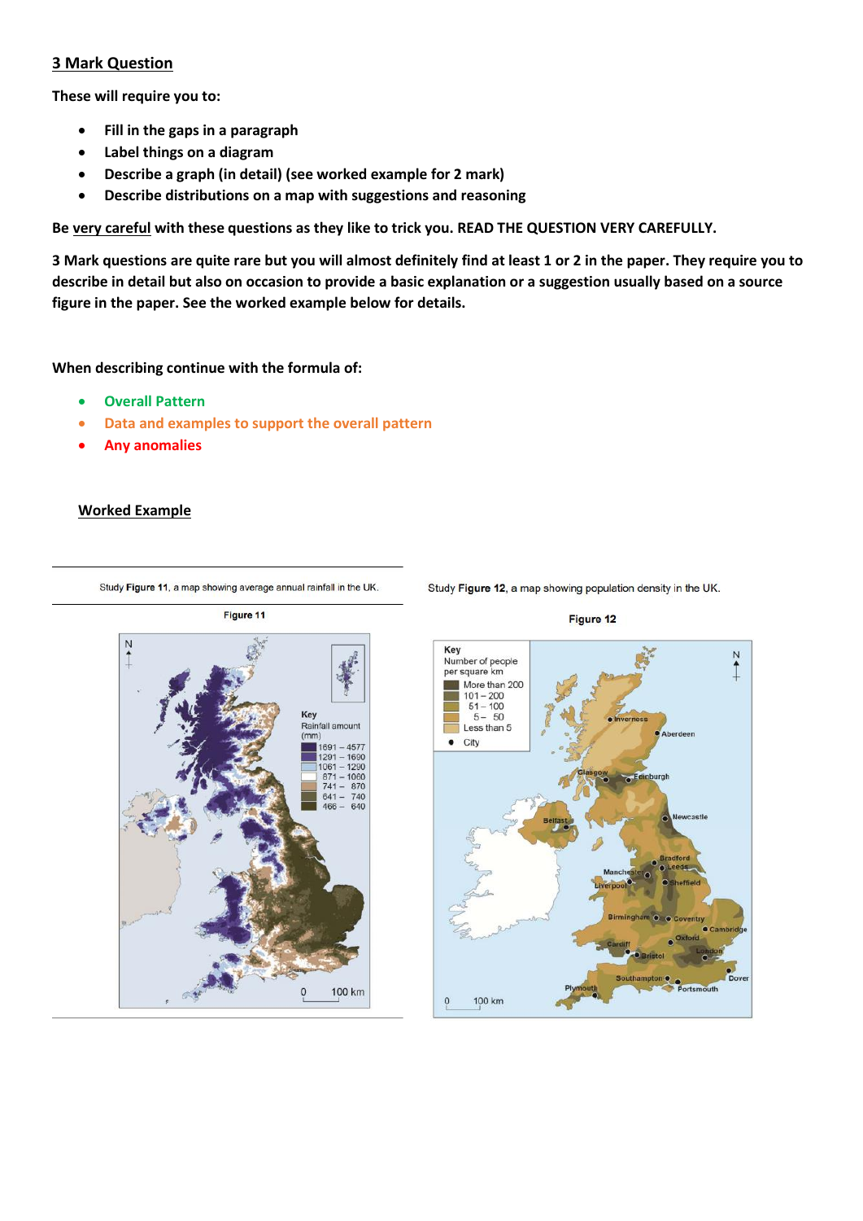## 3 Mark Question

**These will require you to:**

- **Fill in the gaps in a paragraph**
- **Label things on a diagram**
- **Describe a graph (in detail) (see worked example for 2 mark)**
- **Describe distributions on a map with suggestions and reasoning**

**Be very careful with these questions as they like to trick you. READ THE QUESTION VERY CAREFULLY.**

**3 Mark questions are quite rare but you will almost definitely find at least 1 or 2 in the paper. They require you to describe in detail but also on occasion to provide a basic explanation or a suggestion usually based on a source figure in the paper. See the worked example below for details.**

**When describing continue with the formula of:**

- **Overall Pattern**
- **Data and examples to support the overall pattern**
- **Any anomalies**

### Worked Example

Study **Figure 11**, a map showing average annual rainfall in the UK.

**Figure 11**

Key
Rainfall amount (mm)

| Rainfall amount (mm) |
|---|
| 1691 – 4577 |
| 1291 – 1690 |
| 1061 – 1290 |
| 871 – 1060 |
| 741 – 870 |
| 641 – 740 |
| 466 – 640 |

Study **Figure 12**, a map showing population density in the UK.

**Figure 12**

Key
Number of people per square km

| Number of people per square km |
|---|
| More than 200 |
| 101 – 200 |
| 51 – 100 |
| 5 – 50 |
| Less than 5 |
| • City |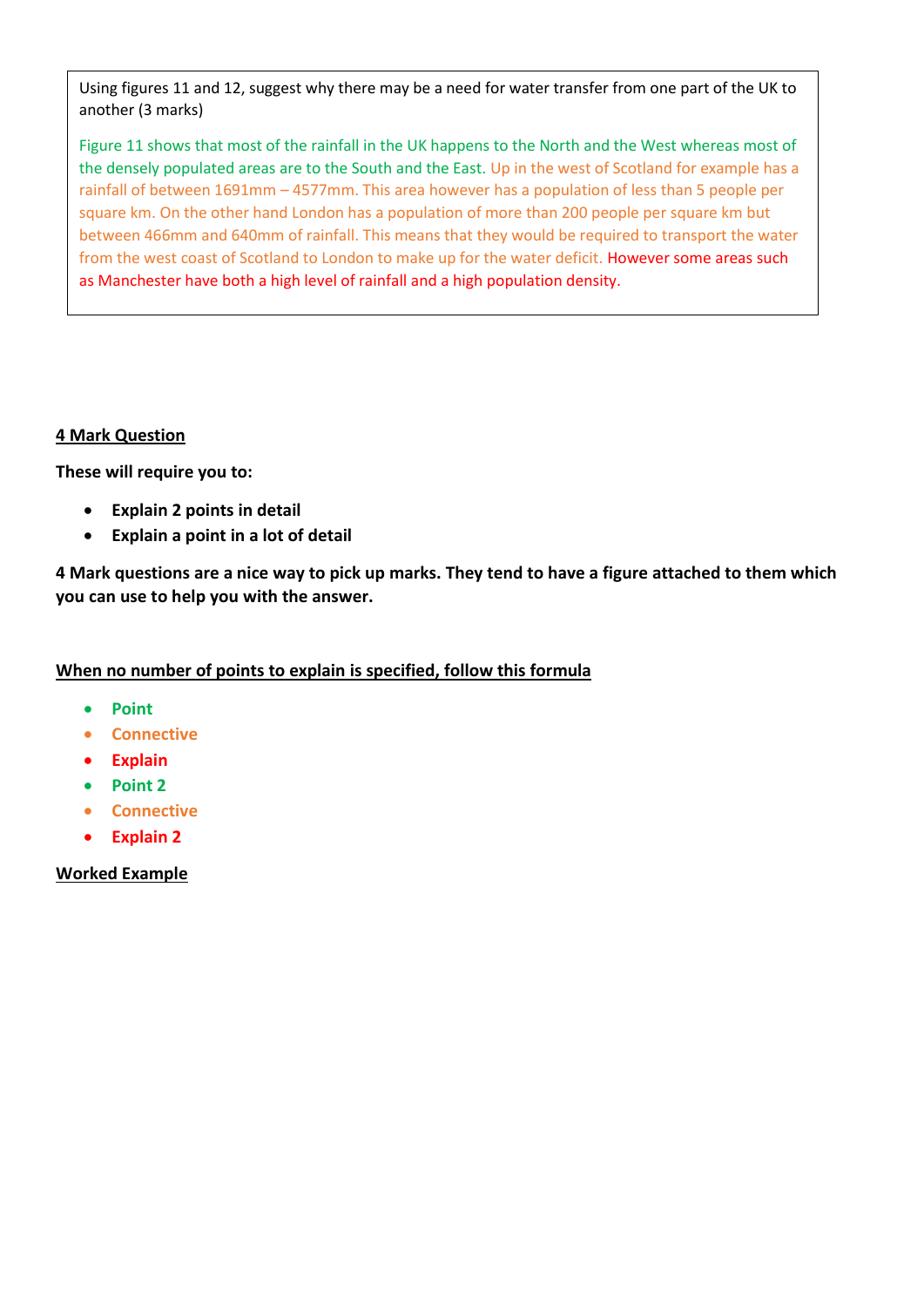Using figures 11 and 12, suggest why there may be a need for water transfer from one part of the UK to another (3 marks)

Figure 11 shows that most of the rainfall in the UK happens to the North and the West whereas most of the densely populated areas are to the South and the East. Up in the west of Scotland for example has a rainfall of between 1691mm – 4577mm. This area however has a population of less than 5 people per square km. On the other hand London has a population of more than 200 people per square km but between 466mm and 640mm of rainfall. This means that they would be required to transport the water from the west coast of Scotland to London to make up for the water deficit. However some areas such as Manchester have both a high level of rainfall and a high population density.

**<u>4 Mark Question</u>**

**These will require you to:**

- **Explain 2 points in detail**
- **Explain a point in a lot of detail**

**4 Mark questions are a nice way to pick up marks. They tend to have a figure attached to them which you can use to help you with the answer.**

**<u>When no number of points to explain is specified, follow this formula</u>**

- **Point**
- **Connective**
- **Explain**
- **Point 2**
- **Connective**
- **Explain 2**

**<u>Worked Example</u>**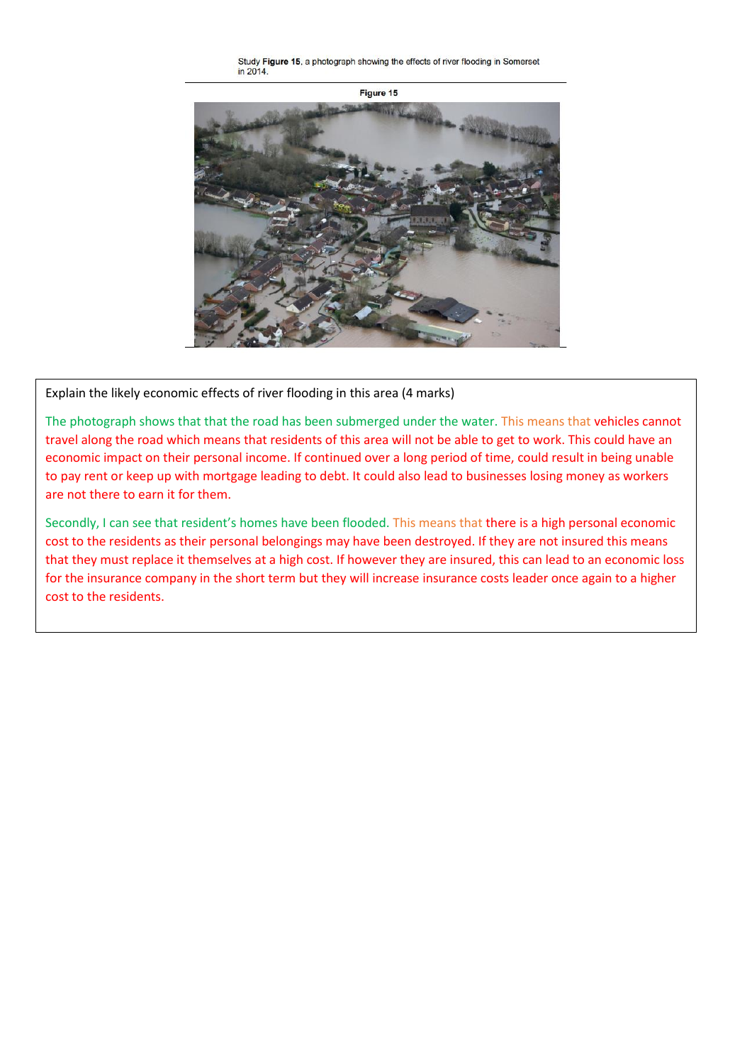Study **Figure 15**, a photograph showing the effects of river flooding in Somerset in 2014.

**Figure 15**

Explain the likely economic effects of river flooding in this area (4 marks)

The photograph shows that that the road has been submerged under the water. This means that vehicles cannot travel along the road which means that residents of this area will not be able to get to work. This could have an economic impact on their personal income. If continued over a long period of time, could result in being unable to pay rent or keep up with mortgage leading to debt. It could also lead to businesses losing money as workers are not there to earn it for them.

Secondly, I can see that resident's homes have been flooded. This means that there is a high personal economic cost to the residents as their personal belongings may have been destroyed. If they are not insured this means that they must replace it themselves at a high cost. If however they are insured, this can lead to an economic loss for the insurance company in the short term but they will increase insurance costs leader once again to a higher cost to the residents.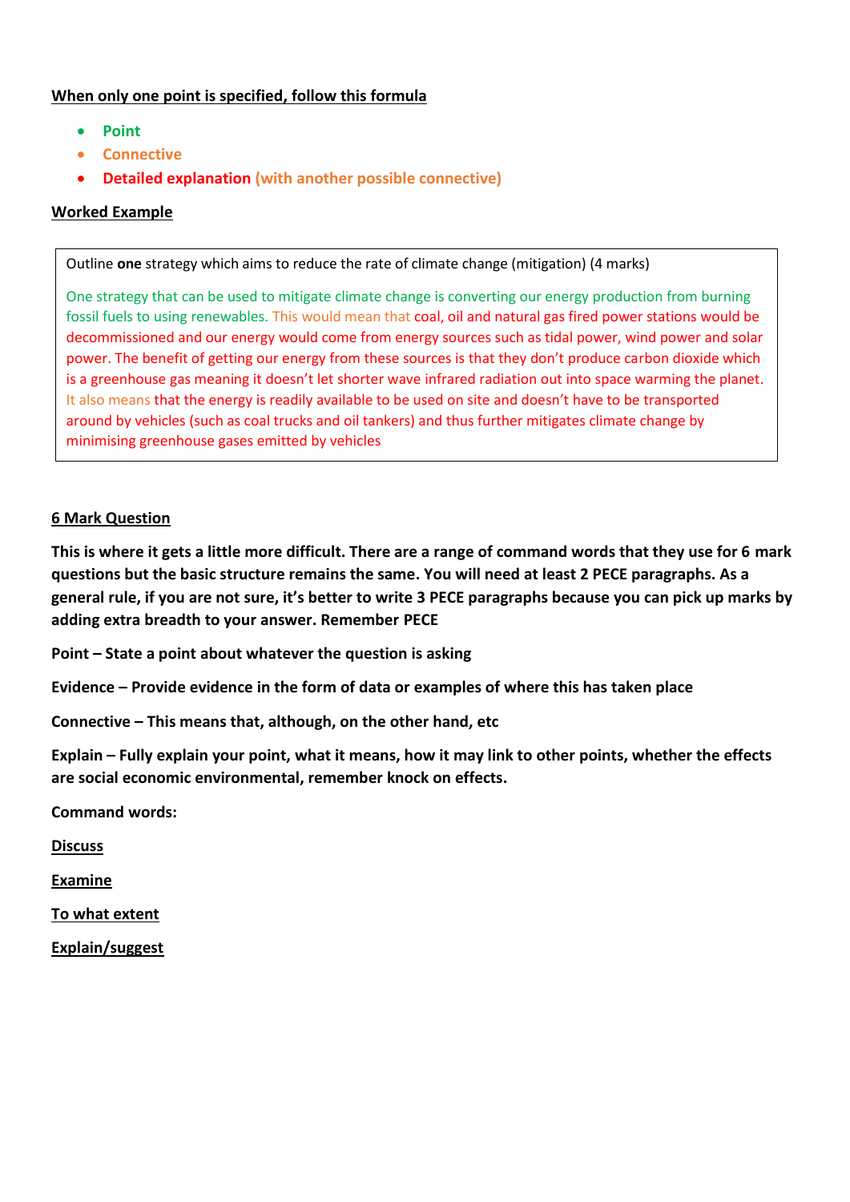**When only one point is specified, follow this formula**

- **Point**
- **Connective**
- **Detailed explanation (with another possible connective)**

**Worked Example**

> Outline **one** strategy which aims to reduce the rate of climate change (mitigation) (4 marks)
>
> One strategy that can be used to mitigate climate change is converting our energy production from burning fossil fuels to using renewables. This would mean that coal, oil and natural gas fired power stations would be decommissioned and our energy would come from energy sources such as tidal power, wind power and solar power. The benefit of getting our energy from these sources is that they don't produce carbon dioxide which is a greenhouse gas meaning it doesn't let shorter wave infrared radiation out into space warming the planet. It also means that the energy is readily available to be used on site and doesn't have to be transported around by vehicles (such as coal trucks and oil tankers) and thus further mitigates climate change by minimising greenhouse gases emitted by vehicles

**6 Mark Question**

**This is where it gets a little more difficult. There are a range of command words that they use for 6 mark questions but the basic structure remains the same. You will need at least 2 PECE paragraphs. As a general rule, if you are not sure, it's better to write 3 PECE paragraphs because you can pick up marks by adding extra breadth to your answer. Remember PECE**

**Point – State a point about whatever the question is asking**

**Evidence – Provide evidence in the form of data or examples of where this has taken place**

**Connective – This means that, although, on the other hand, etc**

**Explain – Fully explain your point, what it means, how it may link to other points, whether the effects are social economic environmental, remember knock on effects.**

**Command words:**

**Discuss**

**Examine**

**To what extent**

**Explain/suggest**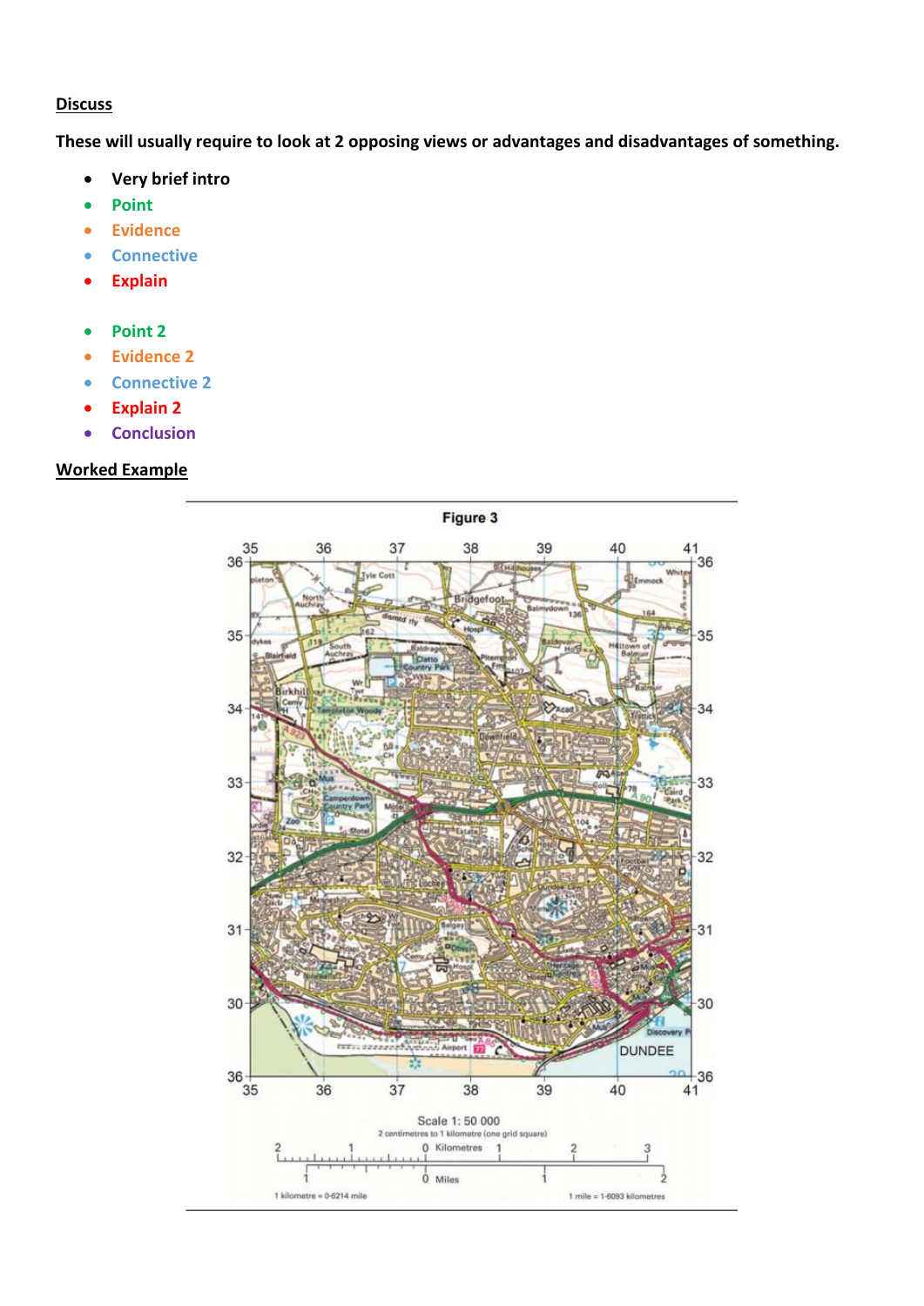**Discuss**

**These will usually require to look at 2 opposing views or advantages and disadvantages of something.**

- **Very brief intro**
- **Point**
- **Evidence**
- **Connective**
- **Explain**

- **Point 2**
- **Evidence 2**
- **Connective 2**
- **Explain 2**
- **Conclusion**

**Worked Example**

**Figure 3**

Scale 1: 50 000

2 centimetres to 1 kilometre (one grid square)

1 kilometre = 0·6214 mile

1 mile = 1·6093 kilometres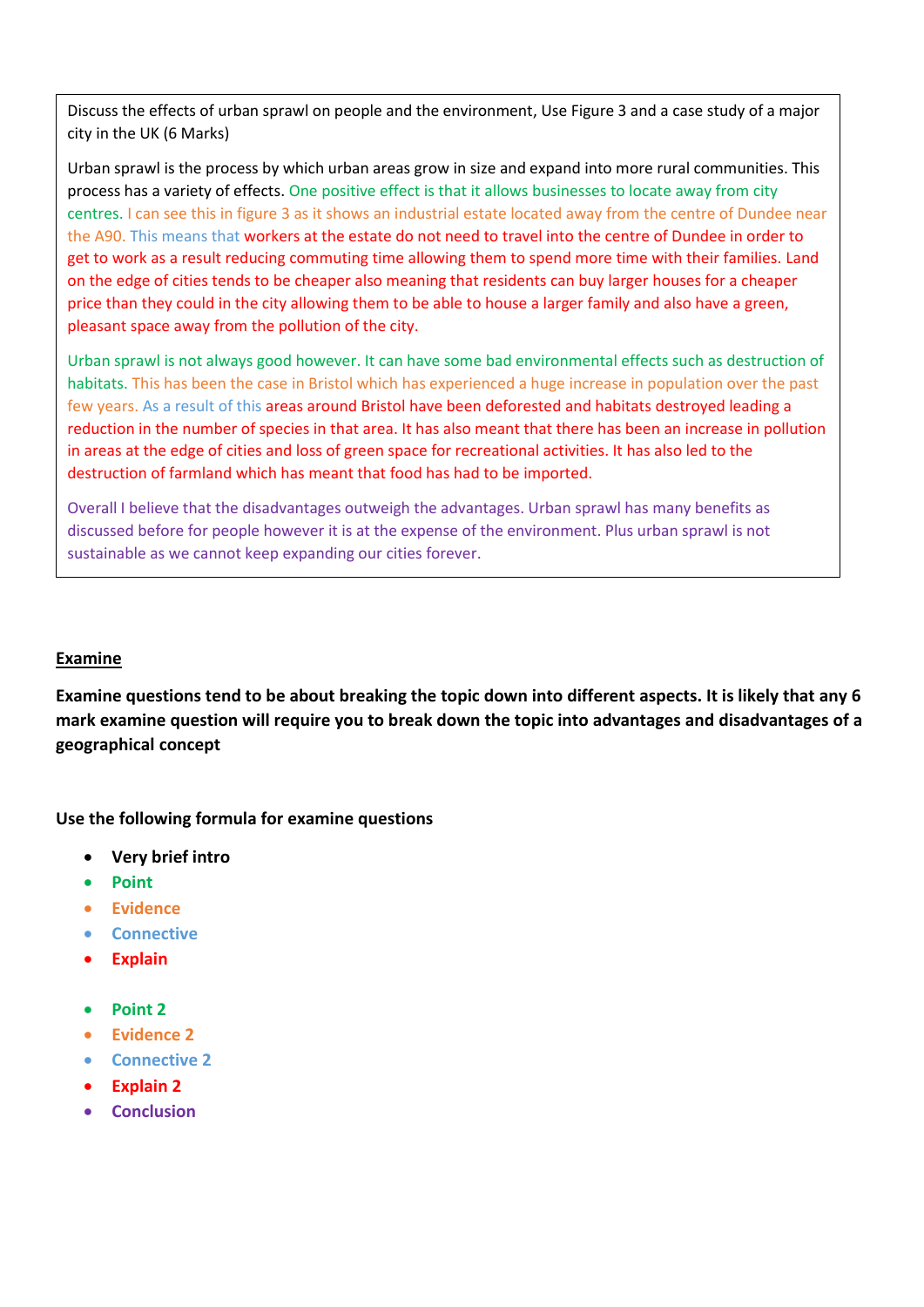Discuss the effects of urban sprawl on people and the environment, Use Figure 3 and a case study of a major city in the UK (6 Marks)

Urban sprawl is the process by which urban areas grow in size and expand into more rural communities. This process has a variety of effects. One positive effect is that it allows businesses to locate away from city centres. I can see this in figure 3 as it shows an industrial estate located away from the centre of Dundee near the A90. This means that workers at the estate do not need to travel into the centre of Dundee in order to get to work as a result reducing commuting time allowing them to spend more time with their families. Land on the edge of cities tends to be cheaper also meaning that residents can buy larger houses for a cheaper price than they could in the city allowing them to be able to house a larger family and also have a green, pleasant space away from the pollution of the city.

Urban sprawl is not always good however. It can have some bad environmental effects such as destruction of habitats. This has been the case in Bristol which has experienced a huge increase in population over the past few years. As a result of this areas around Bristol have been deforested and habitats destroyed leading a reduction in the number of species in that area. It has also meant that there has been an increase in pollution in areas at the edge of cities and loss of green space for recreational activities. It has also led to the destruction of farmland which has meant that food has had to be imported.

Overall I believe that the disadvantages outweigh the advantages. Urban sprawl has many benefits as discussed before for people however it is at the expense of the environment. Plus urban sprawl is not sustainable as we cannot keep expanding our cities forever.

## Examine

**Examine questions tend to be about breaking the topic down into different aspects. It is likely that any 6 mark examine question will require you to break down the topic into advantages and disadvantages of a geographical concept**

**Use the following formula for examine questions**

- **Very brief intro**
- **Point**
- **Evidence**
- **Connective**
- **Explain**

- **Point 2**
- **Evidence 2**
- **Connective 2**
- **Explain 2**
- **Conclusion**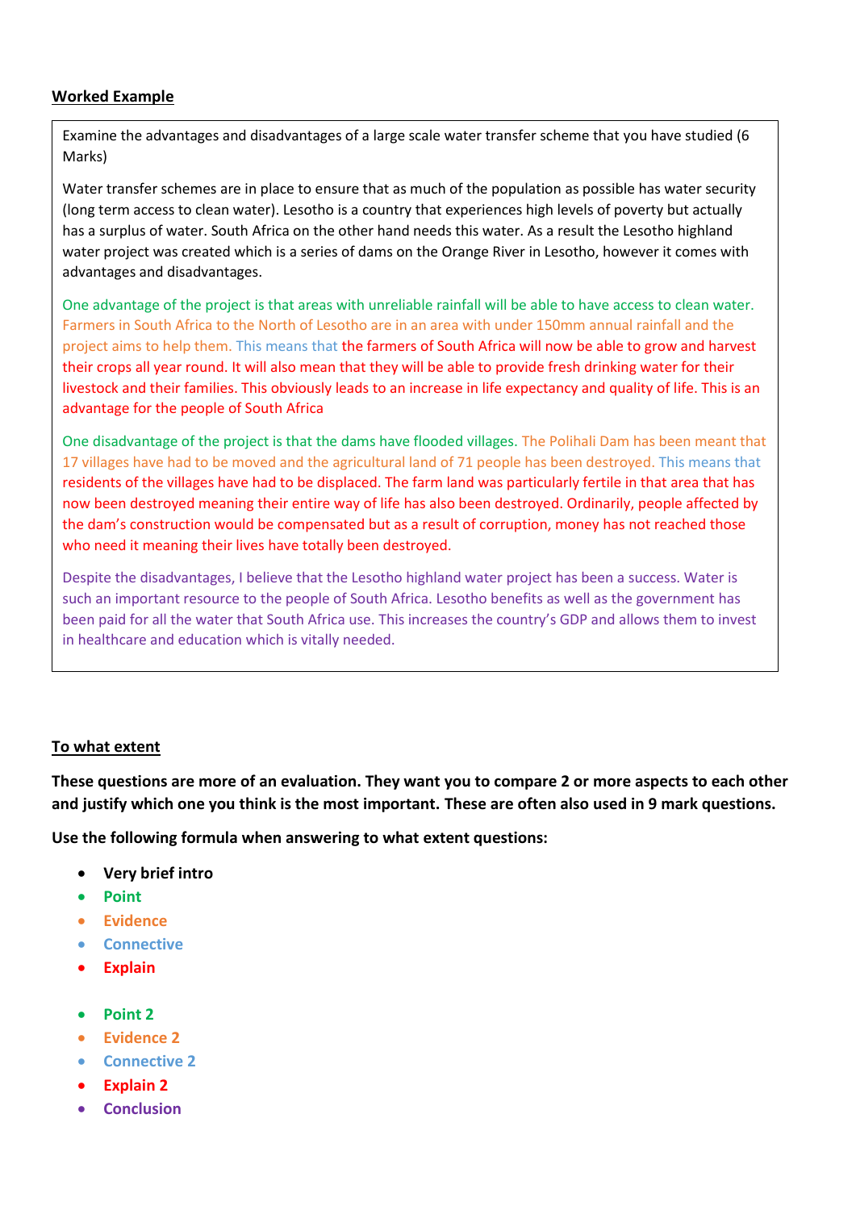## Worked Example

Examine the advantages and disadvantages of a large scale water transfer scheme that you have studied (6 Marks)

Water transfer schemes are in place to ensure that as much of the population as possible has water security (long term access to clean water). Lesotho is a country that experiences high levels of poverty but actually has a surplus of water. South Africa on the other hand needs this water. As a result the Lesotho highland water project was created which is a series of dams on the Orange River in Lesotho, however it comes with advantages and disadvantages.

One advantage of the project is that areas with unreliable rainfall will be able to have access to clean water. Farmers in South Africa to the North of Lesotho are in an area with under 150mm annual rainfall and the project aims to help them. This means that the farmers of South Africa will now be able to grow and harvest their crops all year round. It will also mean that they will be able to provide fresh drinking water for their livestock and their families. This obviously leads to an increase in life expectancy and quality of life. This is an advantage for the people of South Africa

One disadvantage of the project is that the dams have flooded villages. The Polihali Dam has been meant that 17 villages have had to be moved and the agricultural land of 71 people has been destroyed. This means that residents of the villages have had to be displaced. The farm land was particularly fertile in that area that has now been destroyed meaning their entire way of life has also been destroyed. Ordinarily, people affected by the dam's construction would be compensated but as a result of corruption, money has not reached those who need it meaning their lives have totally been destroyed.

Despite the disadvantages, I believe that the Lesotho highland water project has been a success. Water is such an important resource to the people of South Africa. Lesotho benefits as well as the government has been paid for all the water that South Africa use. This increases the country's GDP and allows them to invest in healthcare and education which is vitally needed.

## To what extent

**These questions are more of an evaluation. They want you to compare 2 or more aspects to each other and justify which one you think is the most important. These are often also used in 9 mark questions.**

**Use the following formula when answering to what extent questions:**

- **Very brief intro**
- **Point**
- **Evidence**
- **Connective**
- **Explain**

- **Point 2**
- **Evidence 2**
- **Connective 2**
- **Explain 2**
- **Conclusion**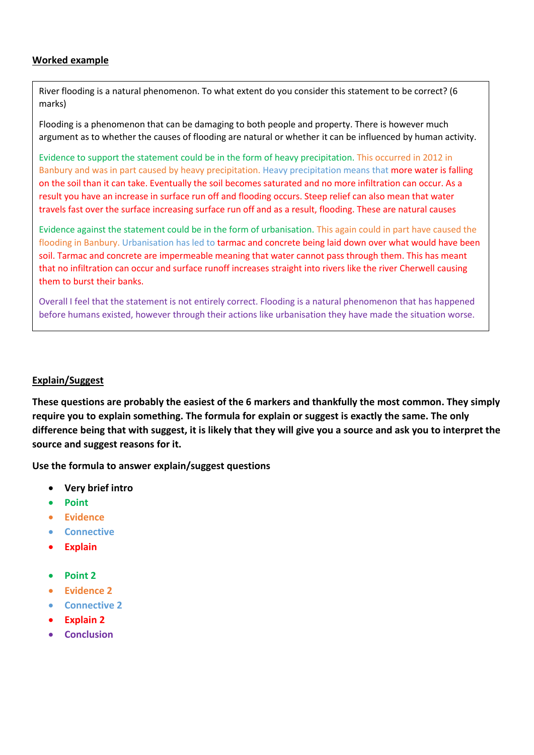**Worked example**

River flooding is a natural phenomenon. To what extent do you consider this statement to be correct? (6 marks)

Flooding is a phenomenon that can be damaging to both people and property. There is however much argument as to whether the causes of flooding are natural or whether it can be influenced by human activity.

Evidence to support the statement could be in the form of heavy precipitation. This occurred in 2012 in Banbury and was in part caused by heavy precipitation. Heavy precipitation means that more water is falling on the soil than it can take. Eventually the soil becomes saturated and no more infiltration can occur. As a result you have an increase in surface run off and flooding occurs. Steep relief can also mean that water travels fast over the surface increasing surface run off and as a result, flooding. These are natural causes

Evidence against the statement could be in the form of urbanisation. This again could in part have caused the flooding in Banbury. Urbanisation has led to tarmac and concrete being laid down over what would have been soil. Tarmac and concrete are impermeable meaning that water cannot pass through them. This has meant that no infiltration can occur and surface runoff increases straight into rivers like the river Cherwell causing them to burst their banks.

Overall I feel that the statement is not entirely correct. Flooding is a natural phenomenon that has happened before humans existed, however through their actions like urbanisation they have made the situation worse.

**Explain/Suggest**

**These questions are probably the easiest of the 6 markers and thankfully the most common. They simply require you to explain something. The formula for explain or suggest is exactly the same. The only difference being that with suggest, it is likely that they will give you a source and ask you to interpret the source and suggest reasons for it.**

**Use the formula to answer explain/suggest questions**

- **Very brief intro**
- **Point**
- **Evidence**
- **Connective**
- **Explain**

- **Point 2**
- **Evidence 2**
- **Connective 2**
- **Explain 2**
- **Conclusion**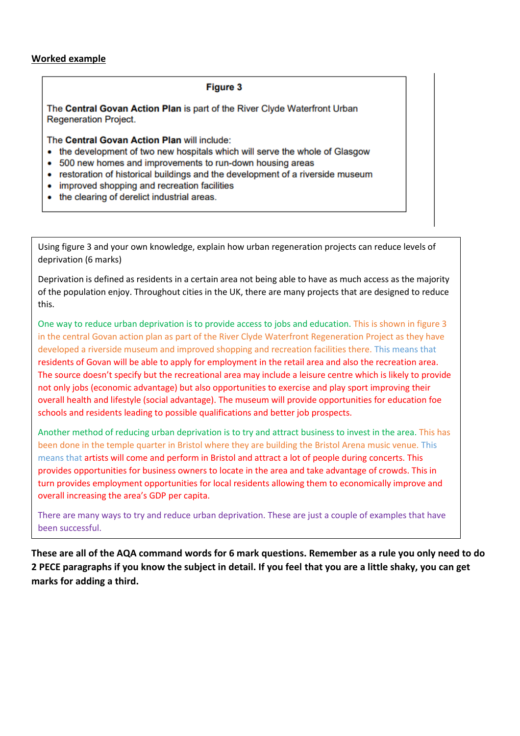**<u>Worked example</u>**

> **Figure 3**
>
> The **Central Govan Action Plan** is part of the River Clyde Waterfront Urban Regeneration Project.
>
> The **Central Govan Action Plan** will include:
>
> - the development of two new hospitals which will serve the whole of Glasgow
> - 500 new homes and improvements to run-down housing areas
> - restoration of historical buildings and the development of a riverside museum
> - improved shopping and recreation facilities
> - the clearing of derelict industrial areas.

Using figure 3 and your own knowledge, explain how urban regeneration projects can reduce levels of deprivation (6 marks)

Deprivation is defined as residents in a certain area not being able to have as much access as the majority of the population enjoy. Throughout cities in the UK, there are many projects that are designed to reduce this.

One way to reduce urban deprivation is to provide access to jobs and education. This is shown in figure 3 in the central Govan action plan as part of the River Clyde Waterfront Regeneration Project as they have developed a riverside museum and improved shopping and recreation facilities there. This means that residents of Govan will be able to apply for employment in the retail area and also the recreation area. The source doesn't specify but the recreational area may include a leisure centre which is likely to provide not only jobs (economic advantage) but also opportunities to exercise and play sport improving their overall health and lifestyle (social advantage). The museum will provide opportunities for education foe schools and residents leading to possible qualifications and better job prospects.

Another method of reducing urban deprivation is to try and attract business to invest in the area. This has been done in the temple quarter in Bristol where they are building the Bristol Arena music venue. This means that artists will come and perform in Bristol and attract a lot of people during concerts. This provides opportunities for business owners to locate in the area and take advantage of crowds. This in turn provides employment opportunities for local residents allowing them to economically improve and overall increasing the area's GDP per capita.

There are many ways to try and reduce urban deprivation. These are just a couple of examples that have been successful.

**These are all of the AQA command words for 6 mark questions. Remember as a rule you only need to do 2 PECE paragraphs if you know the subject in detail. If you feel that you are a little shaky, you can get marks for adding a third.**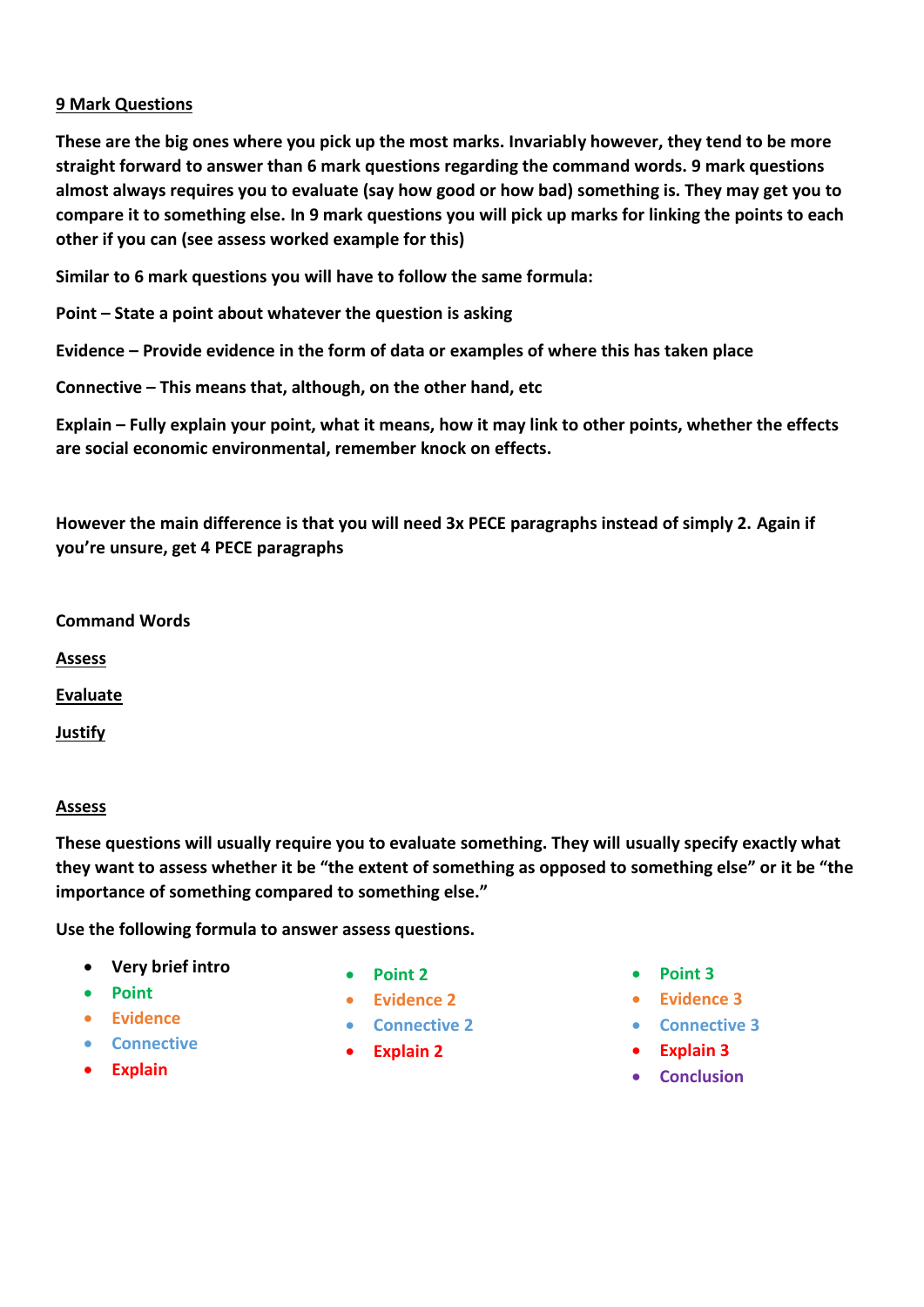## 9 Mark Questions

**These are the big ones where you pick up the most marks. Invariably however, they tend to be more straight forward to answer than 6 mark questions regarding the command words. 9 mark questions almost always requires you to evaluate (say how good or how bad) something is. They may get you to compare it to something else. In 9 mark questions you will pick up marks for linking the points to each other if you can (see assess worked example for this)**

**Similar to 6 mark questions you will have to follow the same formula:**

**Point – State a point about whatever the question is asking**

**Evidence – Provide evidence in the form of data or examples of where this has taken place**

**Connective – This means that, although, on the other hand, etc**

**Explain – Fully explain your point, what it means, how it may link to other points, whether the effects are social economic environmental, remember knock on effects.**

**However the main difference is that you will need 3x PECE paragraphs instead of simply 2. Again if you're unsure, get 4 PECE paragraphs**

**Command Words**

**Assess**

**Evaluate**

**Justify**

### Assess

**These questions will usually require you to evaluate something. They will usually specify exactly what they want to assess whether it be "the extent of something as opposed to something else" or it be "the importance of something compared to something else."**

**Use the following formula to answer assess questions.**

- **Very brief intro**
- **Point**
- **Evidence**
- **Connective**
- **Explain**

- **Point 2**
- **Evidence 2**
- **Connective 2**
- **Explain 2**

- **Point 3**
- **Evidence 3**
- **Connective 3**
- **Explain 3**
- **Conclusion**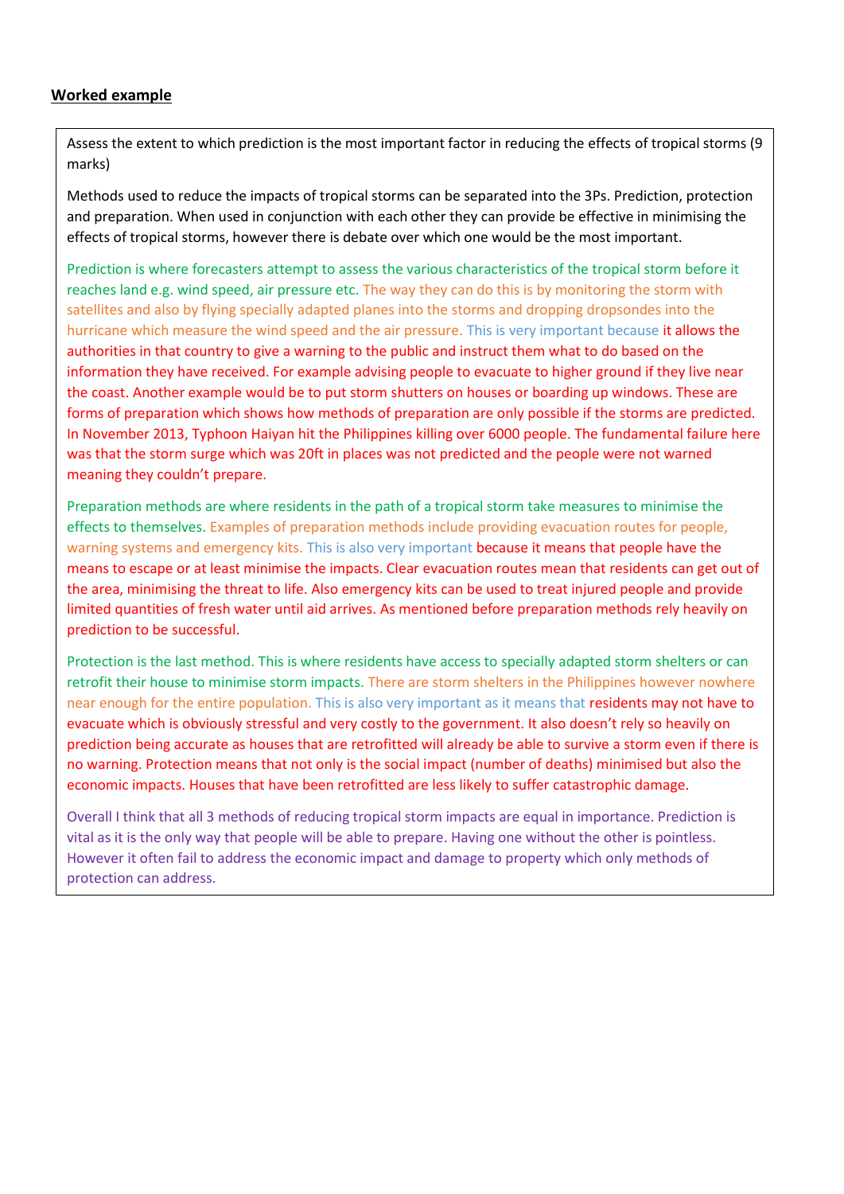**<u>Worked example</u>**

Assess the extent to which prediction is the most important factor in reducing the effects of tropical storms (9 marks)

Methods used to reduce the impacts of tropical storms can be separated into the 3Ps. Prediction, protection and preparation. When used in conjunction with each other they can provide be effective in minimising the effects of tropical storms, however there is debate over which one would be the most important.

Prediction is where forecasters attempt to assess the various characteristics of the tropical storm before it reaches land e.g. wind speed, air pressure etc. The way they can do this is by monitoring the storm with satellites and also by flying specially adapted planes into the storms and dropping dropsondes into the hurricane which measure the wind speed and the air pressure. This is very important because it allows the authorities in that country to give a warning to the public and instruct them what to do based on the information they have received. For example advising people to evacuate to higher ground if they live near the coast. Another example would be to put storm shutters on houses or boarding up windows. These are forms of preparation which shows how methods of preparation are only possible if the storms are predicted. In November 2013, Typhoon Haiyan hit the Philippines killing over 6000 people. The fundamental failure here was that the storm surge which was 20ft in places was not predicted and the people were not warned meaning they couldn't prepare.

Preparation methods are where residents in the path of a tropical storm take measures to minimise the effects to themselves. Examples of preparation methods include providing evacuation routes for people, warning systems and emergency kits. This is also very important because it means that people have the means to escape or at least minimise the impacts. Clear evacuation routes mean that residents can get out of the area, minimising the threat to life. Also emergency kits can be used to treat injured people and provide limited quantities of fresh water until aid arrives. As mentioned before preparation methods rely heavily on prediction to be successful.

Protection is the last method. This is where residents have access to specially adapted storm shelters or can retrofit their house to minimise storm impacts. There are storm shelters in the Philippines however nowhere near enough for the entire population. This is also very important as it means that residents may not have to evacuate which is obviously stressful and very costly to the government. It also doesn't rely so heavily on prediction being accurate as houses that are retrofitted will already be able to survive a storm even if there is no warning. Protection means that not only is the social impact (number of deaths) minimised but also the economic impacts. Houses that have been retrofitted are less likely to suffer catastrophic damage.

Overall I think that all 3 methods of reducing tropical storm impacts are equal in importance. Prediction is vital as it is the only way that people will be able to prepare. Having one without the other is pointless. However it often fail to address the economic impact and damage to property which only methods of protection can address.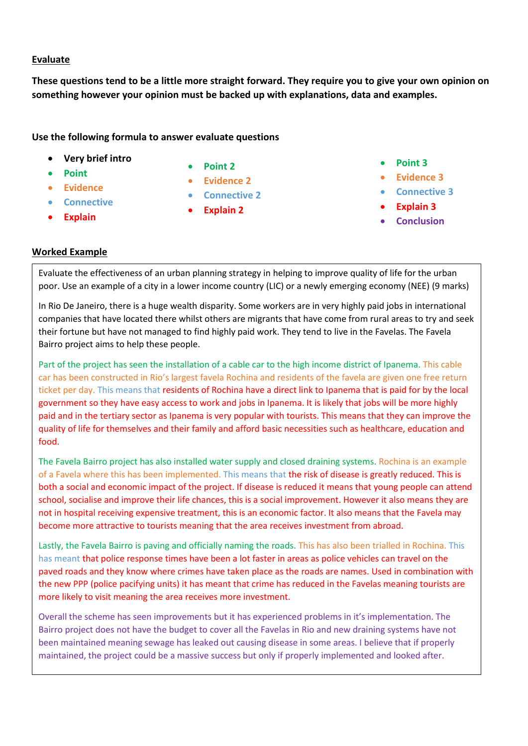**Evaluate**

**These questions tend to be a little more straight forward. They require you to give your own opinion on something however your opinion must be backed up with explanations, data and examples.**

**Use the following formula to answer evaluate questions**

- **Very brief intro**
- **Point**
- **Evidence**
- **Connective**
- **Explain**

- **Point 2**
- **Evidence 2**
- **Connective 2**
- **Explain 2**

- **Point 3**
- **Evidence 3**
- **Connective 3**
- **Explain 3**
- **Conclusion**

**Worked Example**

Evaluate the effectiveness of an urban planning strategy in helping to improve quality of life for the urban poor. Use an example of a city in a lower income country (LIC) or a newly emerging economy (NEE) (9 marks)

In Rio De Janeiro, there is a huge wealth disparity. Some workers are in very highly paid jobs in international companies that have located there whilst others are migrants that have come from rural areas to try and seek their fortune but have not managed to find highly paid work. They tend to live in the Favelas. The Favela Bairro project aims to help these people.

Part of the project has seen the installation of a cable car to the high income district of Ipanema. This cable car has been constructed in Rio's largest favela Rochina and residents of the favela are given one free return ticket per day. This means that residents of Rochina have a direct link to Ipanema that is paid for by the local government so they have easy access to work and jobs in Ipanema. It is likely that jobs will be more highly paid and in the tertiary sector as Ipanema is very popular with tourists. This means that they can improve the quality of life for themselves and their family and afford basic necessities such as healthcare, education and food.

The Favela Bairro project has also installed water supply and closed draining systems. Rochina is an example of a Favela where this has been implemented. This means that the risk of disease is greatly reduced. This is both a social and economic impact of the project. If disease is reduced it means that young people can attend school, socialise and improve their life chances, this is a social improvement. However it also means they are not in hospital receiving expensive treatment, this is an economic factor. It also means that the Favela may become more attractive to tourists meaning that the area receives investment from abroad.

Lastly, the Favela Bairro is paving and officially naming the roads. This has also been trialled in Rochina. This has meant that police response times have been a lot faster in areas as police vehicles can travel on the paved roads and they know where crimes have taken place as the roads are names. Used in combination with the new PPP (police pacifying units) it has meant that crime has reduced in the Favelas meaning tourists are more likely to visit meaning the area receives more investment.

Overall the scheme has seen improvements but it has experienced problems in it's implementation. The Bairro project does not have the budget to cover all the Favelas in Rio and new draining systems have not been maintained meaning sewage has leaked out causing disease in some areas. I believe that if properly maintained, the project could be a massive success but only if properly implemented and looked after.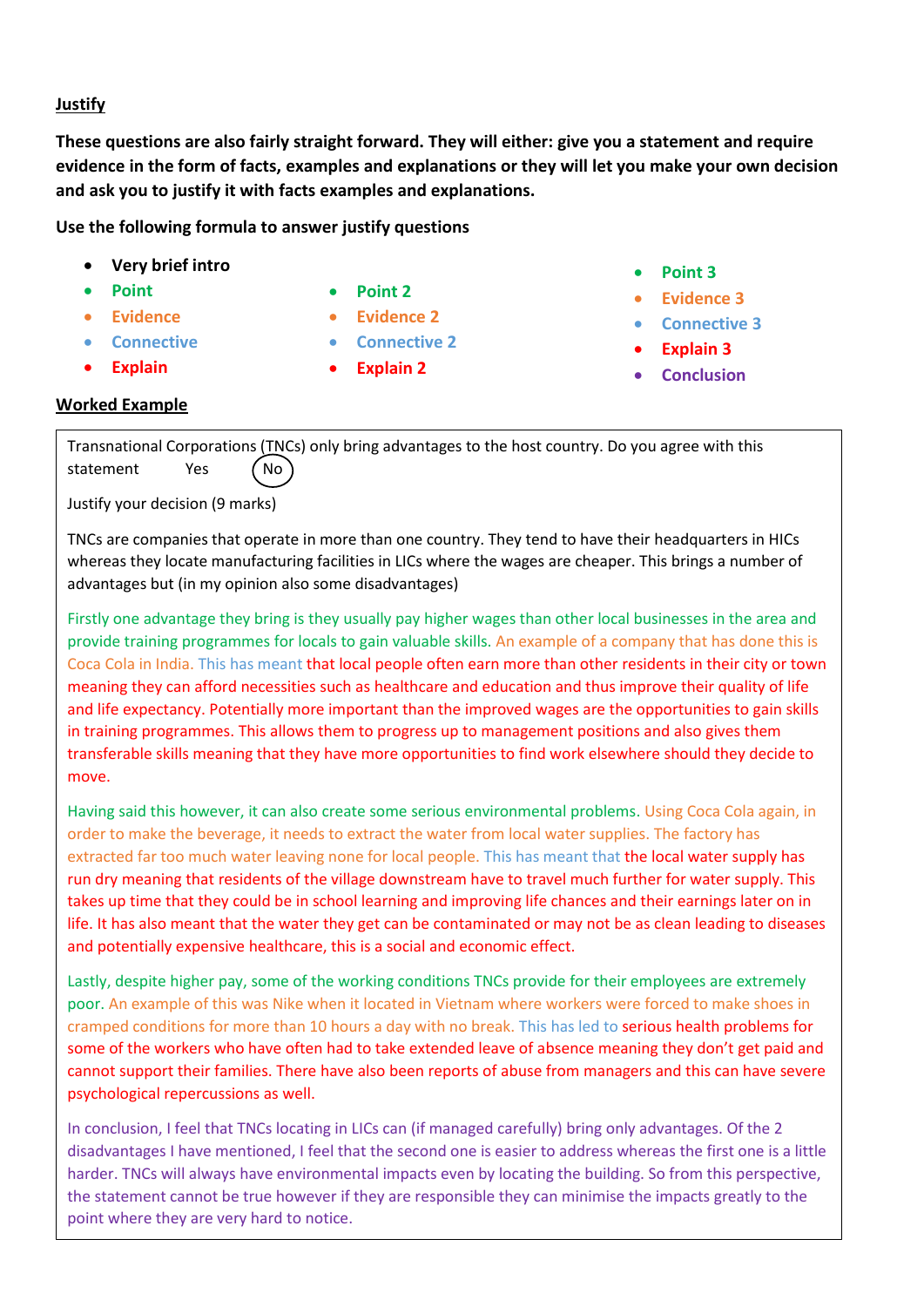**Justify**

**These questions are also fairly straight forward. They will either: give you a statement and require evidence in the form of facts, examples and explanations or they will let you make your own decision and ask you to justify it with facts examples and explanations.**

**Use the following formula to answer justify questions**

- **Very brief intro**
- **Point**
- **Evidence**
- **Connective**
- **Explain**
- **Point 2**
- **Evidence 2**
- **Connective 2**
- **Explain 2**
- **Point 3**
- **Evidence 3**
- **Connective 3**
- **Explain 3**
- **Conclusion**

**Worked Example**

Transnational Corporations (TNCs) only bring advantages to the host country. Do you agree with this statement Yes (No)

Justify your decision (9 marks)

TNCs are companies that operate in more than one country. They tend to have their headquarters in HICs whereas they locate manufacturing facilities in LICs where the wages are cheaper. This brings a number of advantages but (in my opinion also some disadvantages)

Firstly one advantage they bring is they usually pay higher wages than other local businesses in the area and provide training programmes for locals to gain valuable skills. An example of a company that has done this is Coca Cola in India. This has meant that local people often earn more than other residents in their city or town meaning they can afford necessities such as healthcare and education and thus improve their quality of life and life expectancy. Potentially more important than the improved wages are the opportunities to gain skills in training programmes. This allows them to progress up to management positions and also gives them transferable skills meaning that they have more opportunities to find work elsewhere should they decide to move.

Having said this however, it can also create some serious environmental problems. Using Coca Cola again, in order to make the beverage, it needs to extract the water from local water supplies. The factory has extracted far too much water leaving none for local people. This has meant that the local water supply has run dry meaning that residents of the village downstream have to travel much further for water supply. This takes up time that they could be in school learning and improving life chances and their earnings later on in life. It has also meant that the water they get can be contaminated or may not be as clean leading to diseases and potentially expensive healthcare, this is a social and economic effect.

Lastly, despite higher pay, some of the working conditions TNCs provide for their employees are extremely poor. An example of this was Nike when it located in Vietnam where workers were forced to make shoes in cramped conditions for more than 10 hours a day with no break. This has led to serious health problems for some of the workers who have often had to take extended leave of absence meaning they don't get paid and cannot support their families. There have also been reports of abuse from managers and this can have severe psychological repercussions as well.

In conclusion, I feel that TNCs locating in LICs can (if managed carefully) bring only advantages. Of the 2 disadvantages I have mentioned, I feel that the second one is easier to address whereas the first one is a little harder. TNCs will always have environmental impacts even by locating the building. So from this perspective, the statement cannot be true however if they are responsible they can minimise the impacts greatly to the point where they are very hard to notice.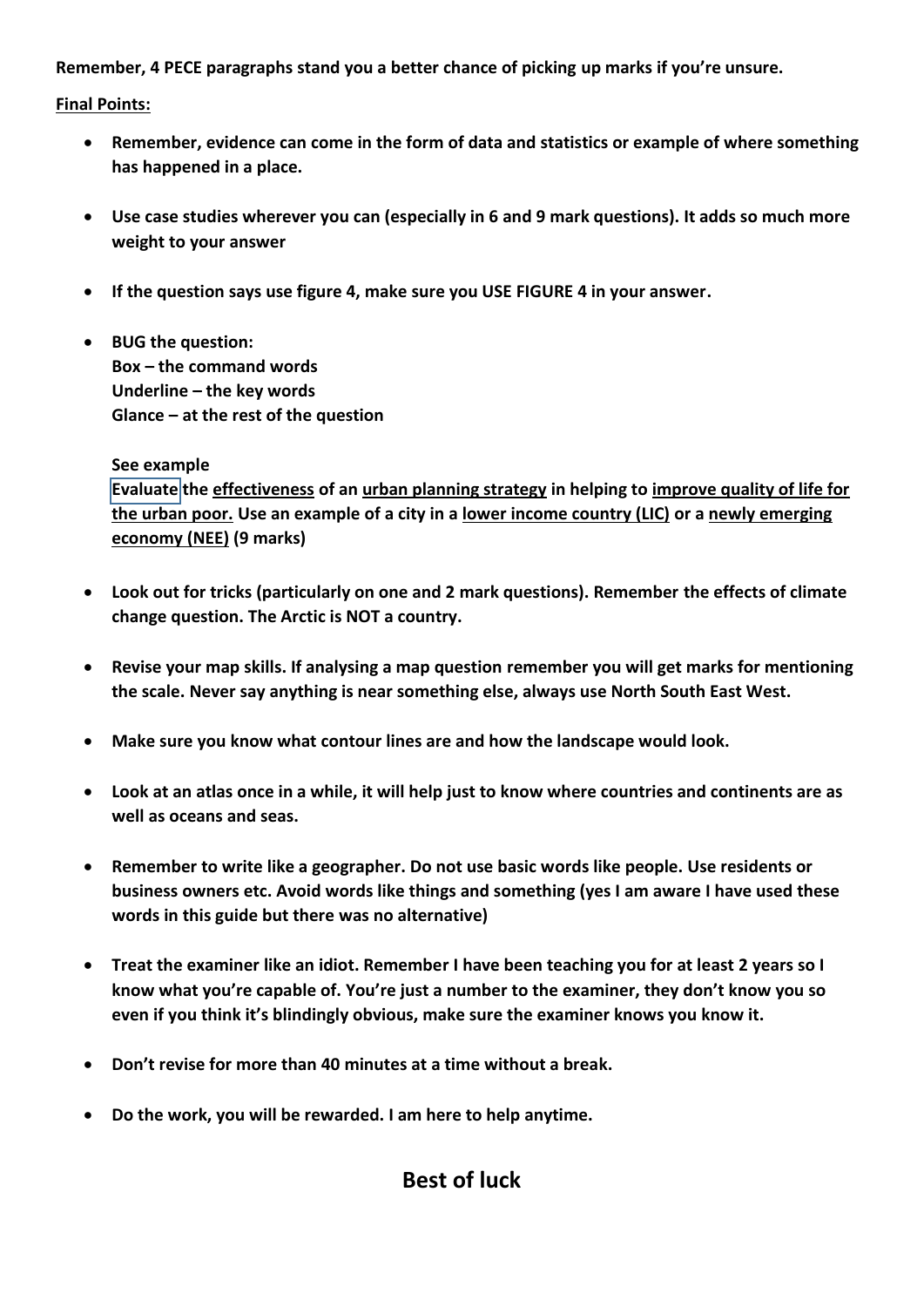**Remember, 4 PECE paragraphs stand you a better chance of picking up marks if you're unsure.**

**Final Points:**

- **Remember, evidence can come in the form of data and statistics or example of where something has happened in a place.**

- **Use case studies wherever you can (especially in 6 and 9 mark questions). It adds so much more weight to your answer**

- **If the question says use figure 4, make sure you USE FIGURE 4 in your answer.**

- **BUG the question:**
  **Box – the command words**
  **Underline – the key words**
  **Glance – at the rest of the question**

  **See example**
  **Evaluate the effectiveness of an urban planning strategy in helping to improve quality of life for the urban poor. Use an example of a city in a lower income country (LIC) or a newly emerging economy (NEE) (9 marks)**

- **Look out for tricks (particularly on one and 2 mark questions). Remember the effects of climate change question. The Arctic is NOT a country.**

- **Revise your map skills. If analysing a map question remember you will get marks for mentioning the scale. Never say anything is near something else, always use North South East West.**

- **Make sure you know what contour lines are and how the landscape would look.**

- **Look at an atlas once in a while, it will help just to know where countries and continents are as well as oceans and seas.**

- **Remember to write like a geographer. Do not use basic words like people. Use residents or business owners etc. Avoid words like things and something (yes I am aware I have used these words in this guide but there was no alternative)**

- **Treat the examiner like an idiot. Remember I have been teaching you for at least 2 years so I know what you're capable of. You're just a number to the examiner, they don't know you so even if you think it's blindingly obvious, make sure the examiner knows you know it.**

- **Don't revise for more than 40 minutes at a time without a break.**

- **Do the work, you will be rewarded. I am here to help anytime.**

## Best of luck